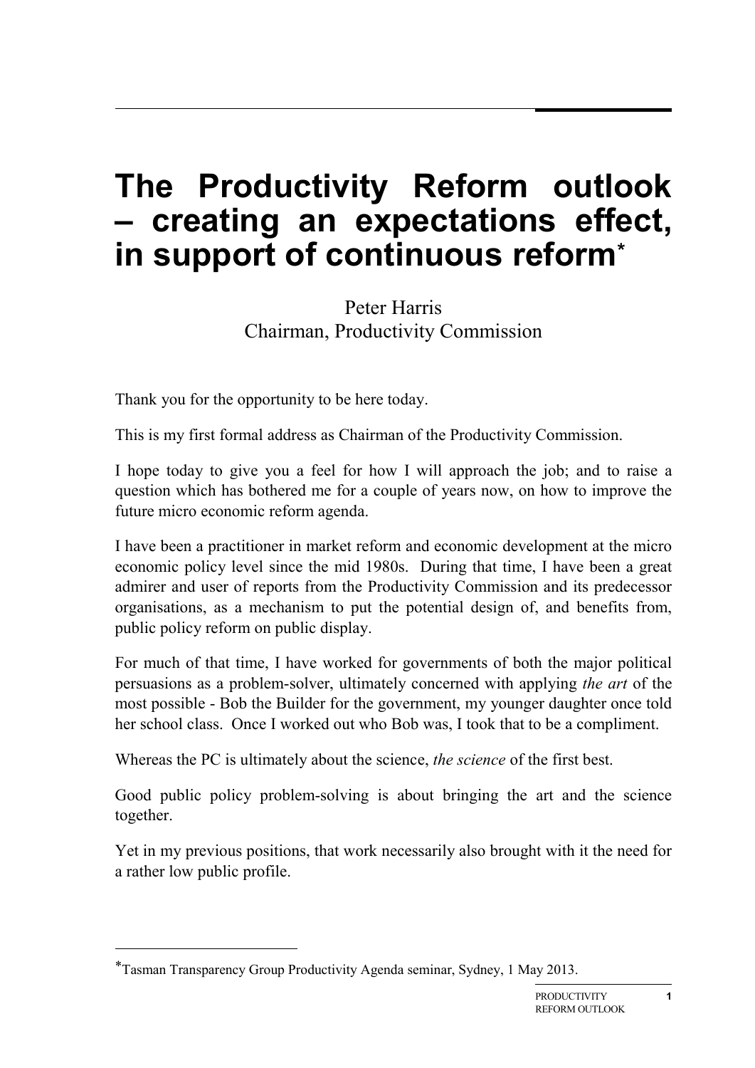# The Productivity Reform outlook – creating an expectations effect, in support of continuous reform*

Peter Harris
Chairman, Productivity Commission

Thank you for the opportunity to be here today.

This is my first formal address as Chairman of the Productivity Commission.

I hope today to give you a feel for how I will approach the job; and to raise a question which has bothered me for a couple of years now, on how to improve the future micro economic reform agenda.

I have been a practitioner in market reform and economic development at the micro economic policy level since the mid 1980s. During that time, I have been a great admirer and user of reports from the Productivity Commission and its predecessor organisations, as a mechanism to put the potential design of, and benefits from, public policy reform on public display.

For much of that time, I have worked for governments of both the major political persuasions as a problem-solver, ultimately concerned with applying *the art* of the most possible - Bob the Builder for the government, my younger daughter once told her school class. Once I worked out who Bob was, I took that to be a compliment.

Whereas the PC is ultimately about the science, *the science* of the first best.

Good public policy problem-solving is about bringing the art and the science together.

Yet in my previous positions, that work necessarily also brought with it the need for a rather low public profile.

---

*Tasman Transparency Group Productivity Agenda seminar, Sydney, 1 May 2013.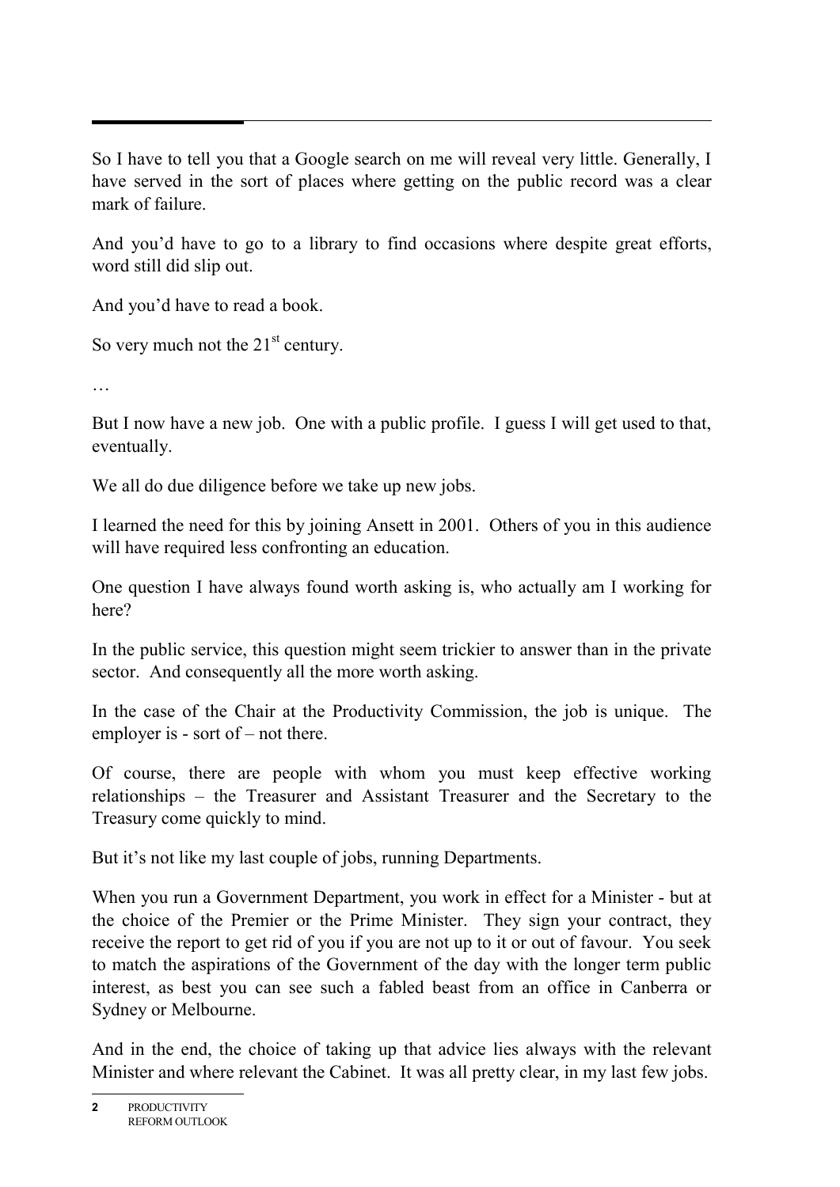So I have to tell you that a Google search on me will reveal very little. Generally, I have served in the sort of places where getting on the public record was a clear mark of failure.

And you'd have to go to a library to find occasions where despite great efforts, word still did slip out.

And you'd have to read a book.

So very much not the 21st century.

…

But I now have a new job. One with a public profile. I guess I will get used to that, eventually.

We all do due diligence before we take up new jobs.

I learned the need for this by joining Ansett in 2001. Others of you in this audience will have required less confronting an education.

One question I have always found worth asking is, who actually am I working for here?

In the public service, this question might seem trickier to answer than in the private sector. And consequently all the more worth asking.

In the case of the Chair at the Productivity Commission, the job is unique. The employer is - sort of – not there.

Of course, there are people with whom you must keep effective working relationships – the Treasurer and Assistant Treasurer and the Secretary to the Treasury come quickly to mind.

But it's not like my last couple of jobs, running Departments.

When you run a Government Department, you work in effect for a Minister - but at the choice of the Premier or the Prime Minister. They sign your contract, they receive the report to get rid of you if you are not up to it or out of favour. You seek to match the aspirations of the Government of the day with the longer term public interest, as best you can see such a fabled beast from an office in Canberra or Sydney or Melbourne.

And in the end, the choice of taking up that advice lies always with the relevant Minister and where relevant the Cabinet. It was all pretty clear, in my last few jobs.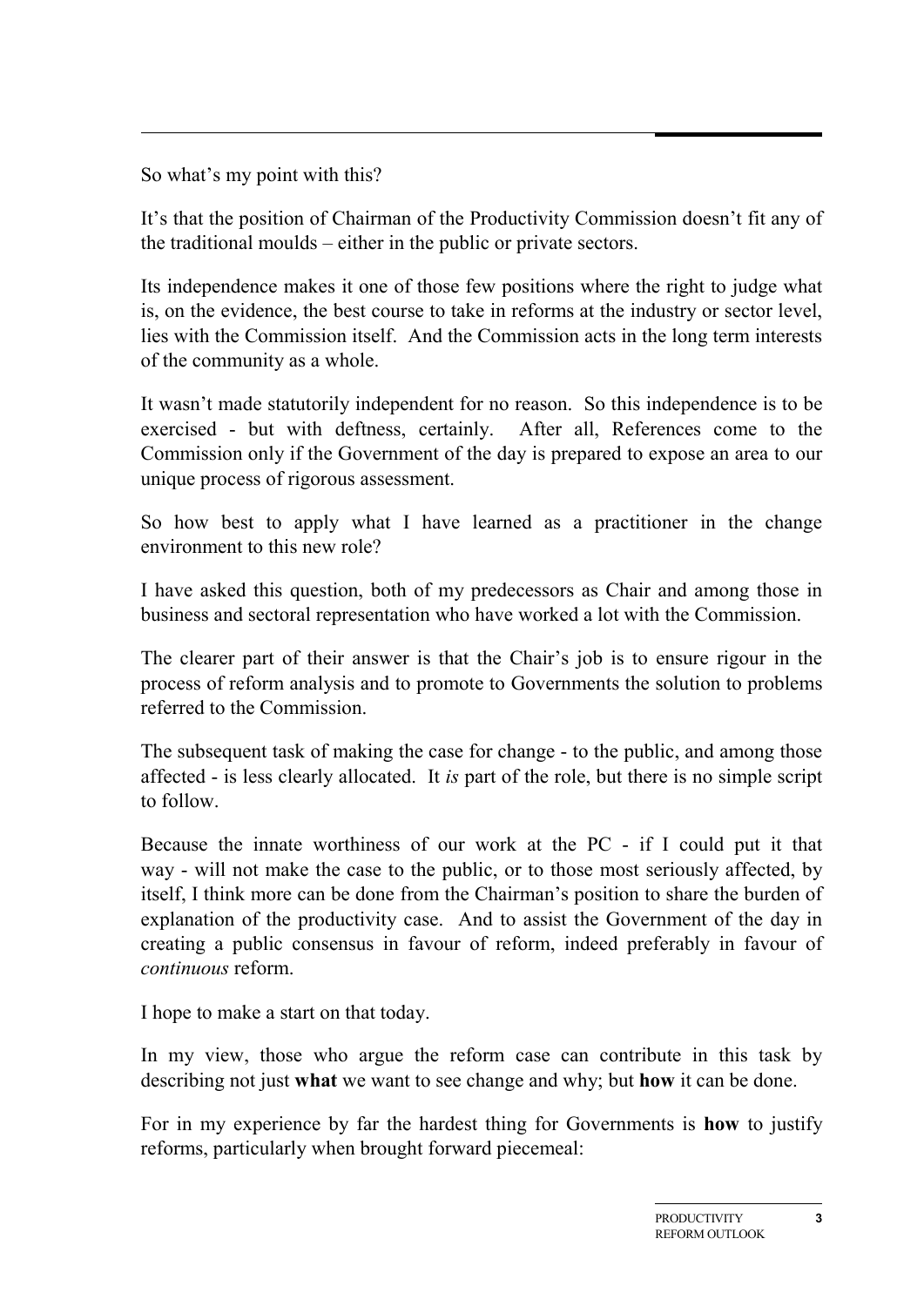So what's my point with this?

It's that the position of Chairman of the Productivity Commission doesn't fit any of the traditional moulds – either in the public or private sectors.

Its independence makes it one of those few positions where the right to judge what is, on the evidence, the best course to take in reforms at the industry or sector level, lies with the Commission itself. And the Commission acts in the long term interests of the community as a whole.

It wasn't made statutorily independent for no reason. So this independence is to be exercised - but with deftness, certainly. After all, References come to the Commission only if the Government of the day is prepared to expose an area to our unique process of rigorous assessment.

So how best to apply what I have learned as a practitioner in the change environment to this new role?

I have asked this question, both of my predecessors as Chair and among those in business and sectoral representation who have worked a lot with the Commission.

The clearer part of their answer is that the Chair's job is to ensure rigour in the process of reform analysis and to promote to Governments the solution to problems referred to the Commission.

The subsequent task of making the case for change - to the public, and among those affected - is less clearly allocated. It *is* part of the role, but there is no simple script to follow.

Because the innate worthiness of our work at the PC - if I could put it that way - will not make the case to the public, or to those most seriously affected, by itself, I think more can be done from the Chairman's position to share the burden of explanation of the productivity case. And to assist the Government of the day in creating a public consensus in favour of reform, indeed preferably in favour of *continuous* reform.

I hope to make a start on that today.

In my view, those who argue the reform case can contribute in this task by describing not just **what** we want to see change and why; but **how** it can be done.

For in my experience by far the hardest thing for Governments is **how** to justify reforms, particularly when brought forward piecemeal: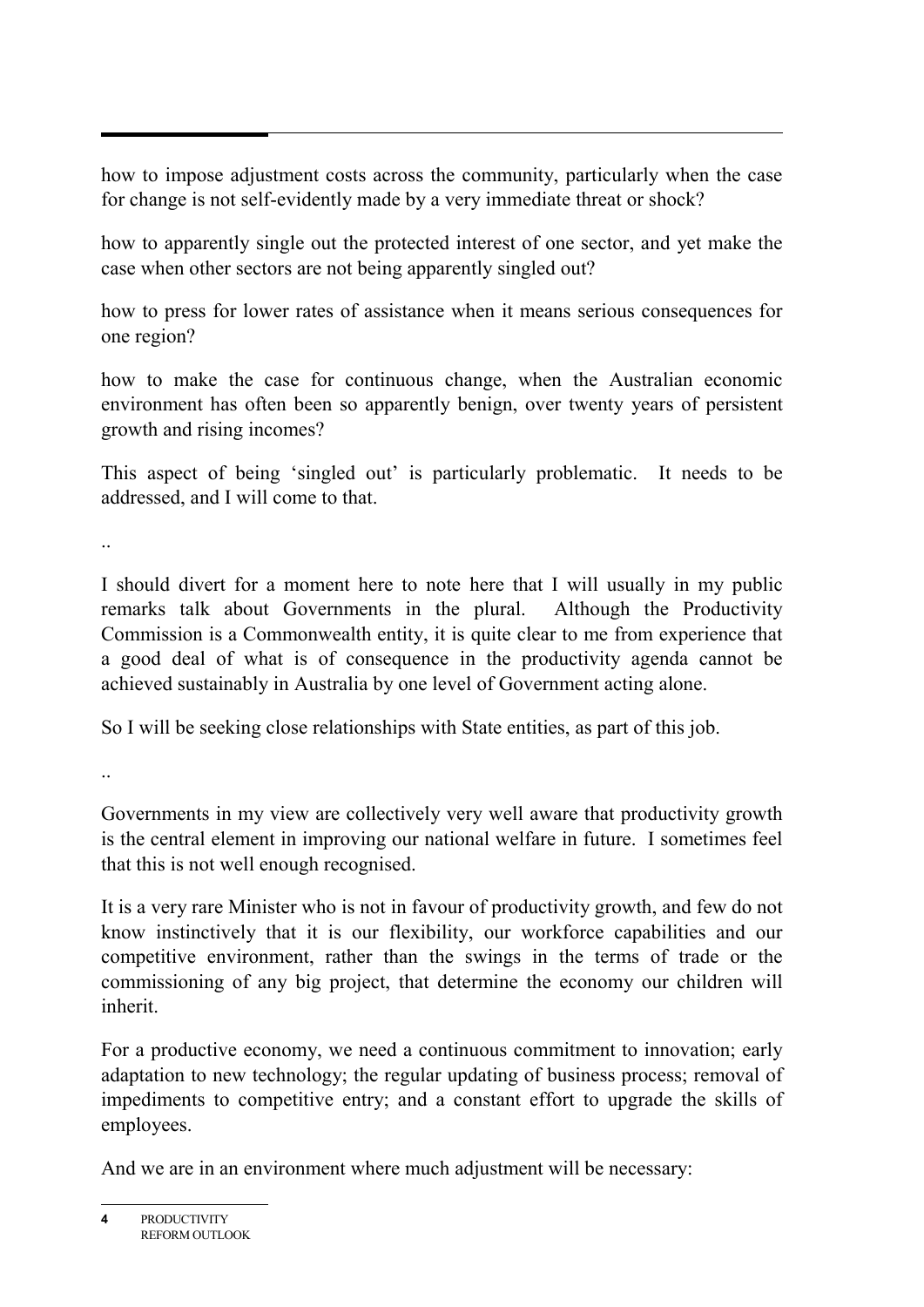how to impose adjustment costs across the community, particularly when the case for change is not self-evidently made by a very immediate threat or shock?

how to apparently single out the protected interest of one sector, and yet make the case when other sectors are not being apparently singled out?

how to press for lower rates of assistance when it means serious consequences for one region?

how to make the case for continuous change, when the Australian economic environment has often been so apparently benign, over twenty years of persistent growth and rising incomes?

This aspect of being 'singled out' is particularly problematic. It needs to be addressed, and I will come to that.

..

I should divert for a moment here to note here that I will usually in my public remarks talk about Governments in the plural. Although the Productivity Commission is a Commonwealth entity, it is quite clear to me from experience that a good deal of what is of consequence in the productivity agenda cannot be achieved sustainably in Australia by one level of Government acting alone.

So I will be seeking close relationships with State entities, as part of this job.

..

Governments in my view are collectively very well aware that productivity growth is the central element in improving our national welfare in future. I sometimes feel that this is not well enough recognised.

It is a very rare Minister who is not in favour of productivity growth, and few do not know instinctively that it is our flexibility, our workforce capabilities and our competitive environment, rather than the swings in the terms of trade or the commissioning of any big project, that determine the economy our children will inherit.

For a productive economy, we need a continuous commitment to innovation; early adaptation to new technology; the regular updating of business process; removal of impediments to competitive entry; and a constant effort to upgrade the skills of employees.

And we are in an environment where much adjustment will be necessary: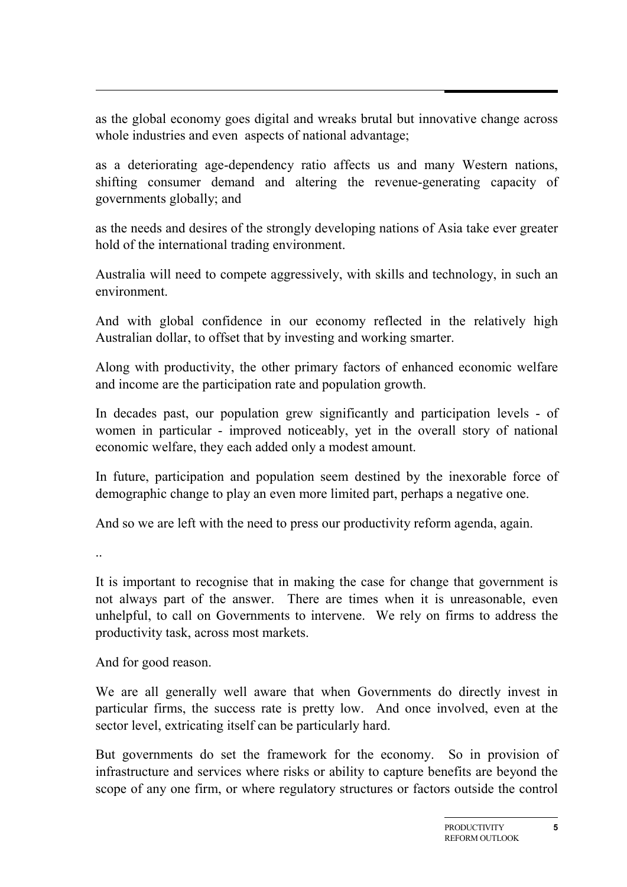as the global economy goes digital and wreaks brutal but innovative change across whole industries and even aspects of national advantage;

as a deteriorating age-dependency ratio affects us and many Western nations, shifting consumer demand and altering the revenue-generating capacity of governments globally; and

as the needs and desires of the strongly developing nations of Asia take ever greater hold of the international trading environment.

Australia will need to compete aggressively, with skills and technology, in such an environment.

And with global confidence in our economy reflected in the relatively high Australian dollar, to offset that by investing and working smarter.

Along with productivity, the other primary factors of enhanced economic welfare and income are the participation rate and population growth.

In decades past, our population grew significantly and participation levels - of women in particular - improved noticeably, yet in the overall story of national economic welfare, they each added only a modest amount.

In future, participation and population seem destined by the inexorable force of demographic change to play an even more limited part, perhaps a negative one.

And so we are left with the need to press our productivity reform agenda, again.

..

It is important to recognise that in making the case for change that government is not always part of the answer. There are times when it is unreasonable, even unhelpful, to call on Governments to intervene. We rely on firms to address the productivity task, across most markets.

And for good reason.

We are all generally well aware that when Governments do directly invest in particular firms, the success rate is pretty low. And once involved, even at the sector level, extricating itself can be particularly hard.

But governments do set the framework for the economy. So in provision of infrastructure and services where risks or ability to capture benefits are beyond the scope of any one firm, or where regulatory structures or factors outside the control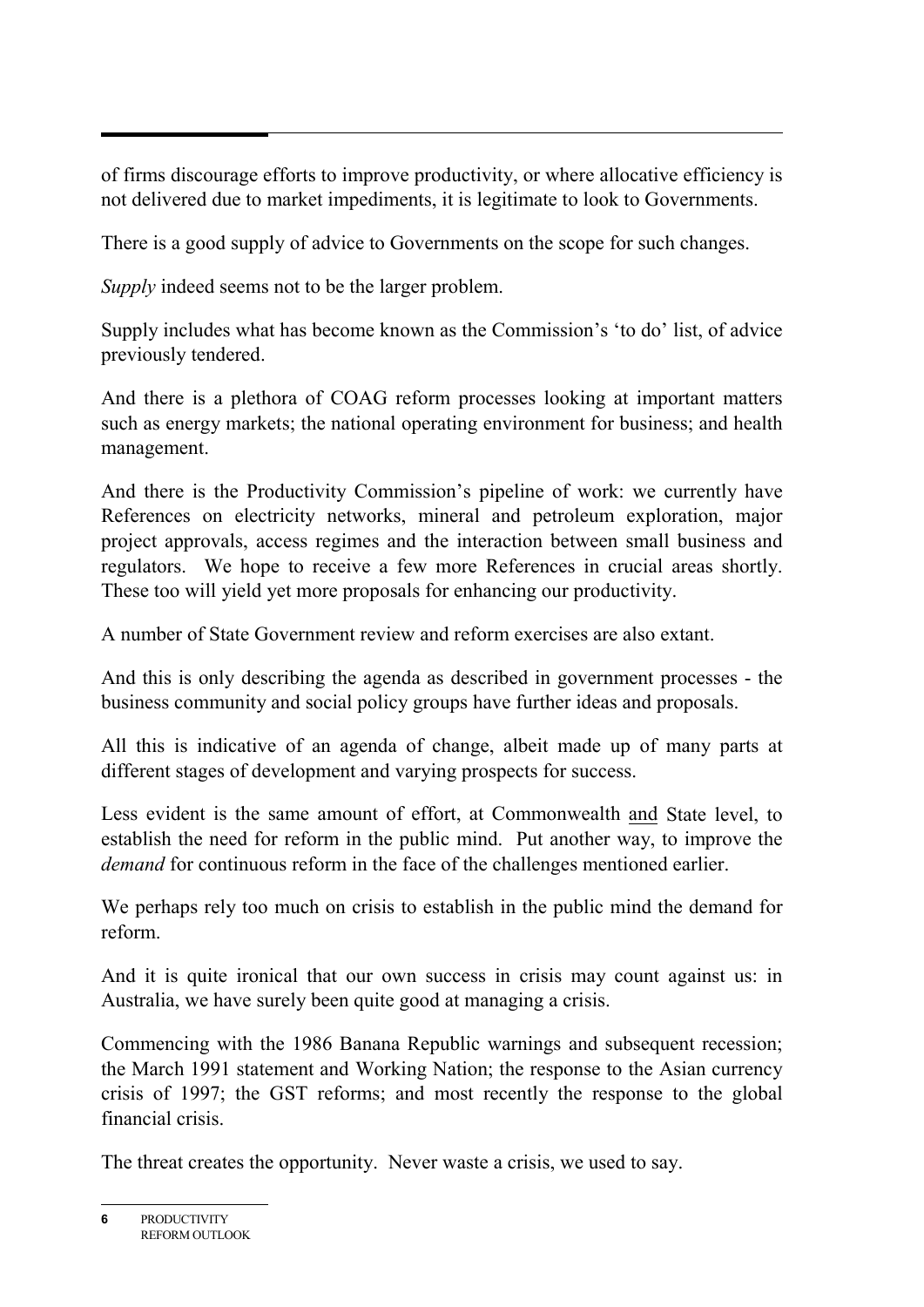of firms discourage efforts to improve productivity, or where allocative efficiency is not delivered due to market impediments, it is legitimate to look to Governments.

There is a good supply of advice to Governments on the scope for such changes.

*Supply* indeed seems not to be the larger problem.

Supply includes what has become known as the Commission's 'to do' list, of advice previously tendered.

And there is a plethora of COAG reform processes looking at important matters such as energy markets; the national operating environment for business; and health management.

And there is the Productivity Commission's pipeline of work: we currently have References on electricity networks, mineral and petroleum exploration, major project approvals, access regimes and the interaction between small business and regulators. We hope to receive a few more References in crucial areas shortly. These too will yield yet more proposals for enhancing our productivity.

A number of State Government review and reform exercises are also extant.

And this is only describing the agenda as described in government processes - the business community and social policy groups have further ideas and proposals.

All this is indicative of an agenda of change, albeit made up of many parts at different stages of development and varying prospects for success.

Less evident is the same amount of effort, at Commonwealth <u>and</u> State level, to establish the need for reform in the public mind. Put another way, to improve the *demand* for continuous reform in the face of the challenges mentioned earlier.

We perhaps rely too much on crisis to establish in the public mind the demand for reform.

And it is quite ironical that our own success in crisis may count against us: in Australia, we have surely been quite good at managing a crisis.

Commencing with the 1986 Banana Republic warnings and subsequent recession; the March 1991 statement and Working Nation; the response to the Asian currency crisis of 1997; the GST reforms; and most recently the response to the global financial crisis.

The threat creates the opportunity. Never waste a crisis, we used to say.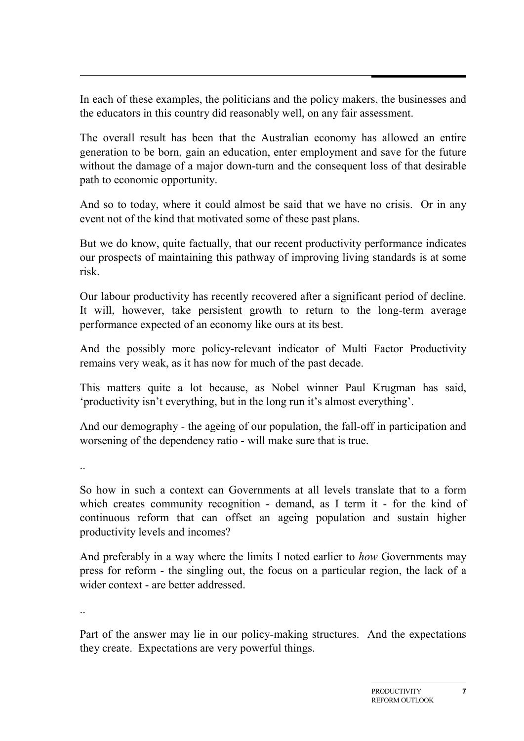In each of these examples, the politicians and the policy makers, the businesses and the educators in this country did reasonably well, on any fair assessment.

The overall result has been that the Australian economy has allowed an entire generation to be born, gain an education, enter employment and save for the future without the damage of a major down-turn and the consequent loss of that desirable path to economic opportunity.

And so to today, where it could almost be said that we have no crisis. Or in any event not of the kind that motivated some of these past plans.

But we do know, quite factually, that our recent productivity performance indicates our prospects of maintaining this pathway of improving living standards is at some risk.

Our labour productivity has recently recovered after a significant period of decline. It will, however, take persistent growth to return to the long-term average performance expected of an economy like ours at its best.

And the possibly more policy-relevant indicator of Multi Factor Productivity remains very weak, as it has now for much of the past decade.

This matters quite a lot because, as Nobel winner Paul Krugman has said, 'productivity isn't everything, but in the long run it's almost everything'.

And our demography - the ageing of our population, the fall-off in participation and worsening of the dependency ratio - will make sure that is true.

..

So how in such a context can Governments at all levels translate that to a form which creates community recognition - demand, as I term it - for the kind of continuous reform that can offset an ageing population and sustain higher productivity levels and incomes?

And preferably in a way where the limits I noted earlier to *how* Governments may press for reform - the singling out, the focus on a particular region, the lack of a wider context - are better addressed.

..

Part of the answer may lie in our policy-making structures. And the expectations they create. Expectations are very powerful things.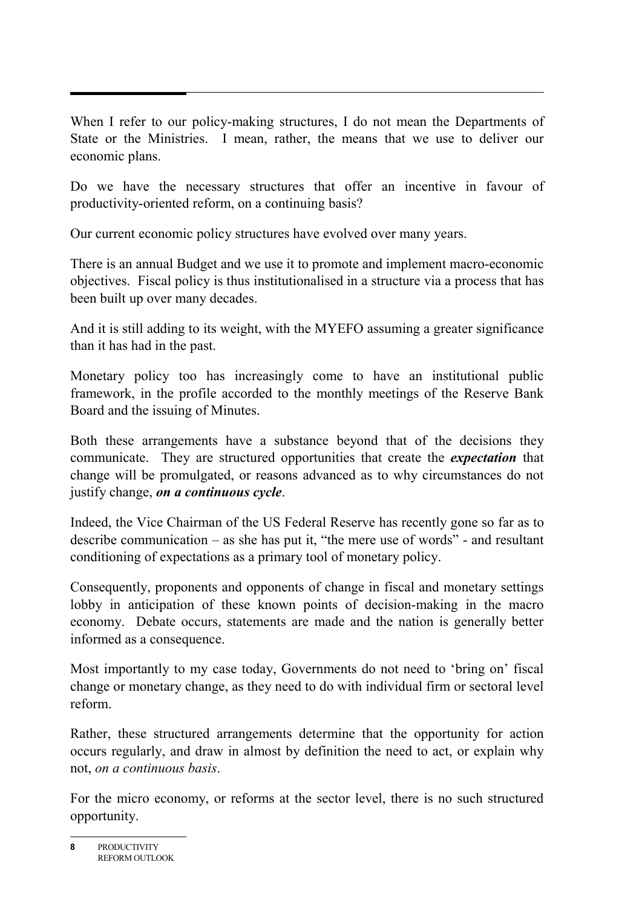When I refer to our policy-making structures, I do not mean the Departments of State or the Ministries. I mean, rather, the means that we use to deliver our economic plans.

Do we have the necessary structures that offer an incentive in favour of productivity-oriented reform, on a continuing basis?

Our current economic policy structures have evolved over many years.

There is an annual Budget and we use it to promote and implement macro-economic objectives. Fiscal policy is thus institutionalised in a structure via a process that has been built up over many decades.

And it is still adding to its weight, with the MYEFO assuming a greater significance than it has had in the past.

Monetary policy too has increasingly come to have an institutional public framework, in the profile accorded to the monthly meetings of the Reserve Bank Board and the issuing of Minutes.

Both these arrangements have a substance beyond that of the decisions they communicate. They are structured opportunities that create the ***expectation*** that change will be promulgated, or reasons advanced as to why circumstances do not justify change, ***on a continuous cycle***.

Indeed, the Vice Chairman of the US Federal Reserve has recently gone so far as to describe communication – as she has put it, "the mere use of words" - and resultant conditioning of expectations as a primary tool of monetary policy.

Consequently, proponents and opponents of change in fiscal and monetary settings lobby in anticipation of these known points of decision-making in the macro economy. Debate occurs, statements are made and the nation is generally better informed as a consequence.

Most importantly to my case today, Governments do not need to 'bring on' fiscal change or monetary change, as they need to do with individual firm or sectoral level reform.

Rather, these structured arrangements determine that the opportunity for action occurs regularly, and draw in almost by definition the need to act, or explain why not, *on a continuous basis*.

For the micro economy, or reforms at the sector level, there is no such structured opportunity.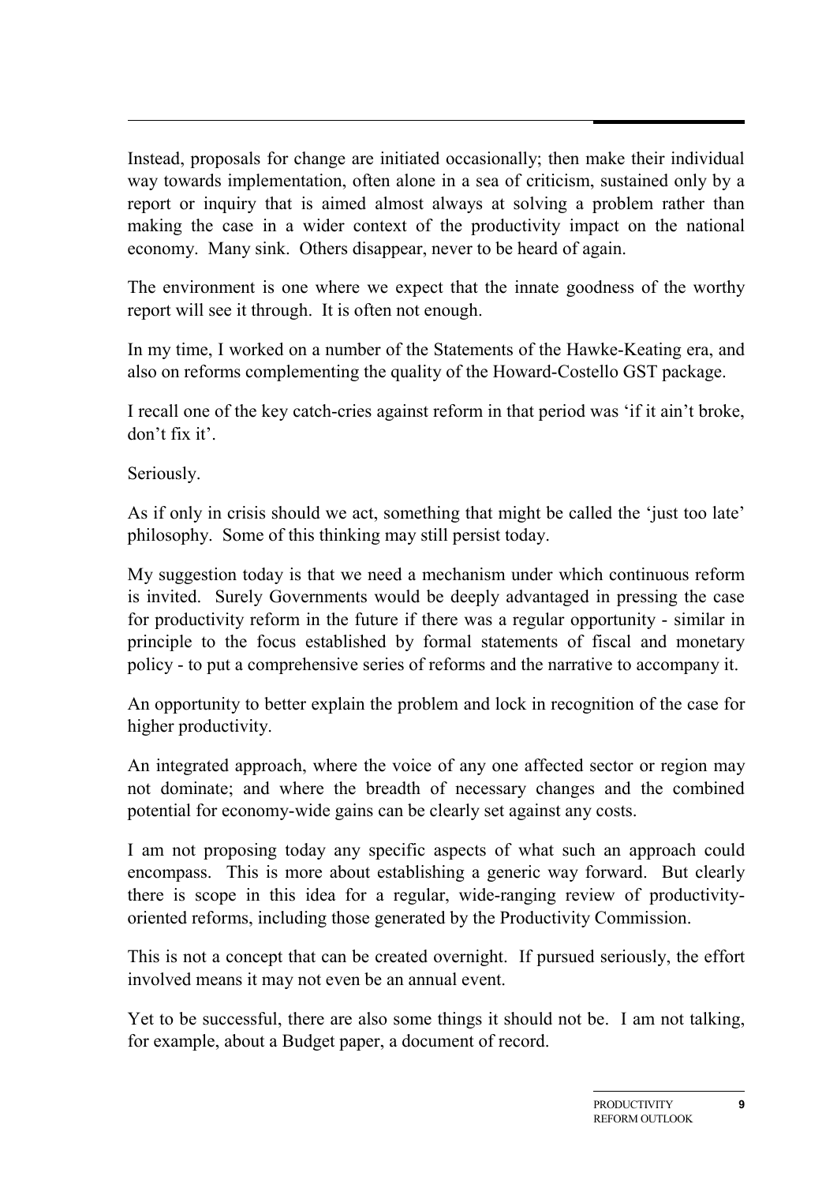Instead, proposals for change are initiated occasionally; then make their individual way towards implementation, often alone in a sea of criticism, sustained only by a report or inquiry that is aimed almost always at solving a problem rather than making the case in a wider context of the productivity impact on the national economy. Many sink. Others disappear, never to be heard of again.

The environment is one where we expect that the innate goodness of the worthy report will see it through. It is often not enough.

In my time, I worked on a number of the Statements of the Hawke-Keating era, and also on reforms complementing the quality of the Howard-Costello GST package.

I recall one of the key catch-cries against reform in that period was 'if it ain't broke, don't fix it'.

Seriously.

As if only in crisis should we act, something that might be called the 'just too late' philosophy. Some of this thinking may still persist today.

My suggestion today is that we need a mechanism under which continuous reform is invited. Surely Governments would be deeply advantaged in pressing the case for productivity reform in the future if there was a regular opportunity - similar in principle to the focus established by formal statements of fiscal and monetary policy - to put a comprehensive series of reforms and the narrative to accompany it.

An opportunity to better explain the problem and lock in recognition of the case for higher productivity.

An integrated approach, where the voice of any one affected sector or region may not dominate; and where the breadth of necessary changes and the combined potential for economy-wide gains can be clearly set against any costs.

I am not proposing today any specific aspects of what such an approach could encompass. This is more about establishing a generic way forward. But clearly there is scope in this idea for a regular, wide-ranging review of productivity-oriented reforms, including those generated by the Productivity Commission.

This is not a concept that can be created overnight. If pursued seriously, the effort involved means it may not even be an annual event.

Yet to be successful, there are also some things it should not be. I am not talking, for example, about a Budget paper, a document of record.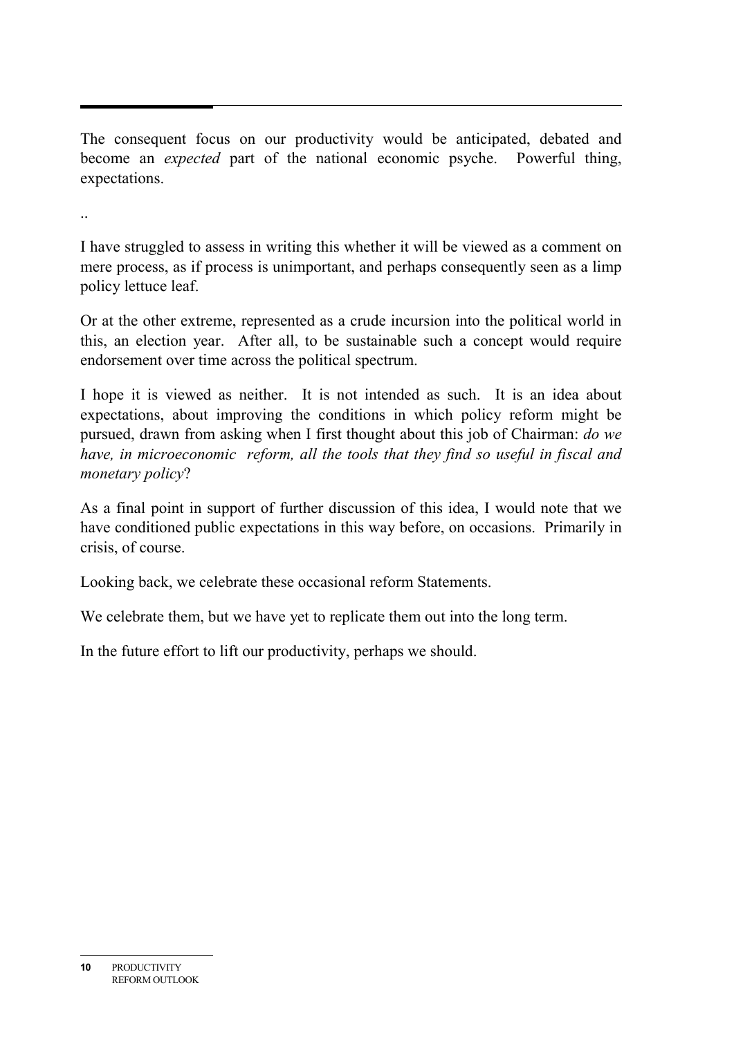The consequent focus on our productivity would be anticipated, debated and become an *expected* part of the national economic psyche. Powerful thing, expectations.

..

I have struggled to assess in writing this whether it will be viewed as a comment on mere process, as if process is unimportant, and perhaps consequently seen as a limp policy lettuce leaf.

Or at the other extreme, represented as a crude incursion into the political world in this, an election year. After all, to be sustainable such a concept would require endorsement over time across the political spectrum.

I hope it is viewed as neither. It is not intended as such. It is an idea about expectations, about improving the conditions in which policy reform might be pursued, drawn from asking when I first thought about this job of Chairman: *do we have, in microeconomic reform, all the tools that they find so useful in fiscal and monetary policy*?

As a final point in support of further discussion of this idea, I would note that we have conditioned public expectations in this way before, on occasions. Primarily in crisis, of course.

Looking back, we celebrate these occasional reform Statements.

We celebrate them, but we have yet to replicate them out into the long term.

In the future effort to lift our productivity, perhaps we should.